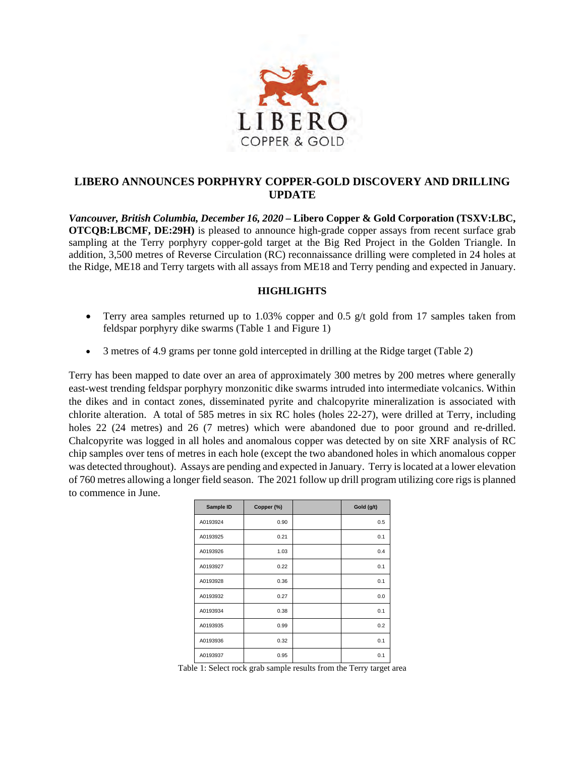# LIBERO ANNOUNCES PORPHYRY COPPER-GOLD DISCOVERY AND DRILLING UPDATE

***Vancouver, British Columbia, December 16, 2020* – Libero Copper & Gold Corporation (TSXV:LBC, OTCQB:LBCMF, DE:29H)** is pleased to announce high-grade copper assays from recent surface grab sampling at the Terry porphyry copper-gold target at the Big Red Project in the Golden Triangle. In addition, 3,500 metres of Reverse Circulation (RC) reconnaissance drilling were completed in 24 holes at the Ridge, ME18 and Terry targets with all assays from ME18 and Terry pending and expected in January.

## HIGHLIGHTS

- Terry area samples returned up to 1.03% copper and 0.5 g/t gold from 17 samples taken from feldspar porphyry dike swarms (Table 1 and Figure 1)
- 3 metres of 4.9 grams per tonne gold intercepted in drilling at the Ridge target (Table 2)

Terry has been mapped to date over an area of approximately 300 metres by 200 metres where generally east-west trending feldspar porphyry monzonitic dike swarms intruded into intermediate volcanics. Within the dikes and in contact zones, disseminated pyrite and chalcopyrite mineralization is associated with chlorite alteration. A total of 585 metres in six RC holes (holes 22-27), were drilled at Terry, including holes 22 (24 metres) and 26 (7 metres) which were abandoned due to poor ground and re-drilled. Chalcopyrite was logged in all holes and anomalous copper was detected by on site XRF analysis of RC chip samples over tens of metres in each hole (except the two abandoned holes in which anomalous copper was detected throughout). Assays are pending and expected in January. Terry is located at a lower elevation of 760 metres allowing a longer field season. The 2021 follow up drill program utilizing core rigs is planned to commence in June.

| Sample ID | Copper (%) | | Gold (g/t) |
|---|---|---|---|
| A0193924 | 0.90 | | 0.5 |
| A0193925 | 0.21 | | 0.1 |
| A0193926 | 1.03 | | 0.4 |
| A0193927 | 0.22 | | 0.1 |
| A0193928 | 0.36 | | 0.1 |
| A0193932 | 0.27 | | 0.0 |
| A0193934 | 0.38 | | 0.1 |
| A0193935 | 0.99 | | 0.2 |
| A0193936 | 0.32 | | 0.1 |
| A0193937 | 0.95 | | 0.1 |

Table 1: Select rock grab sample results from the Terry target area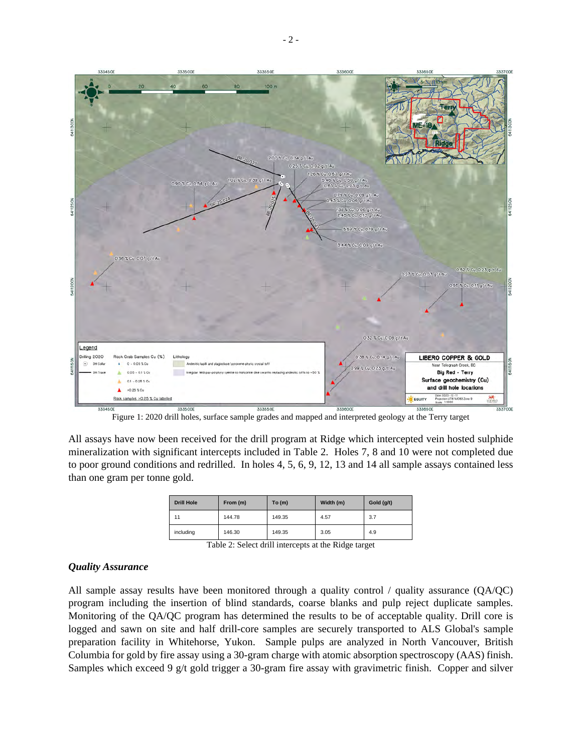Figure 1: 2020 drill holes, surface sample grades and mapped and interpreted geology at the Terry target

All assays have now been received for the drill program at Ridge which intercepted vein hosted sulphide mineralization with significant intercepts included in Table 2. Holes 7, 8 and 10 were not completed due to poor ground conditions and redrilled. In holes 4, 5, 6, 9, 12, 13 and 14 all sample assays contained less than one gram per tonne gold.

| Drill Hole | From (m) | To (m) | Width (m) | Gold (g/t) |
|---|---|---|---|---|
| 11 | 144.78 | 149.35 | 4.57 | 3.7 |
| including | 146.30 | 149.35 | 3.05 | 4.9 |

Table 2: Select drill intercepts at the Ridge target

### *Quality Assurance*

All sample assay results have been monitored through a quality control / quality assurance (QA/QC) program including the insertion of blind standards, coarse blanks and pulp reject duplicate samples. Monitoring of the QA/QC program has determined the results to be of acceptable quality. Drill core is logged and sawn on site and half drill-core samples are securely transported to ALS Global's sample preparation facility in Whitehorse, Yukon. Sample pulps are analyzed in North Vancouver, British Columbia for gold by fire assay using a 30-gram charge with atomic absorption spectroscopy (AAS) finish. Samples which exceed 9 g/t gold trigger a 30-gram fire assay with gravimetric finish. Copper and silver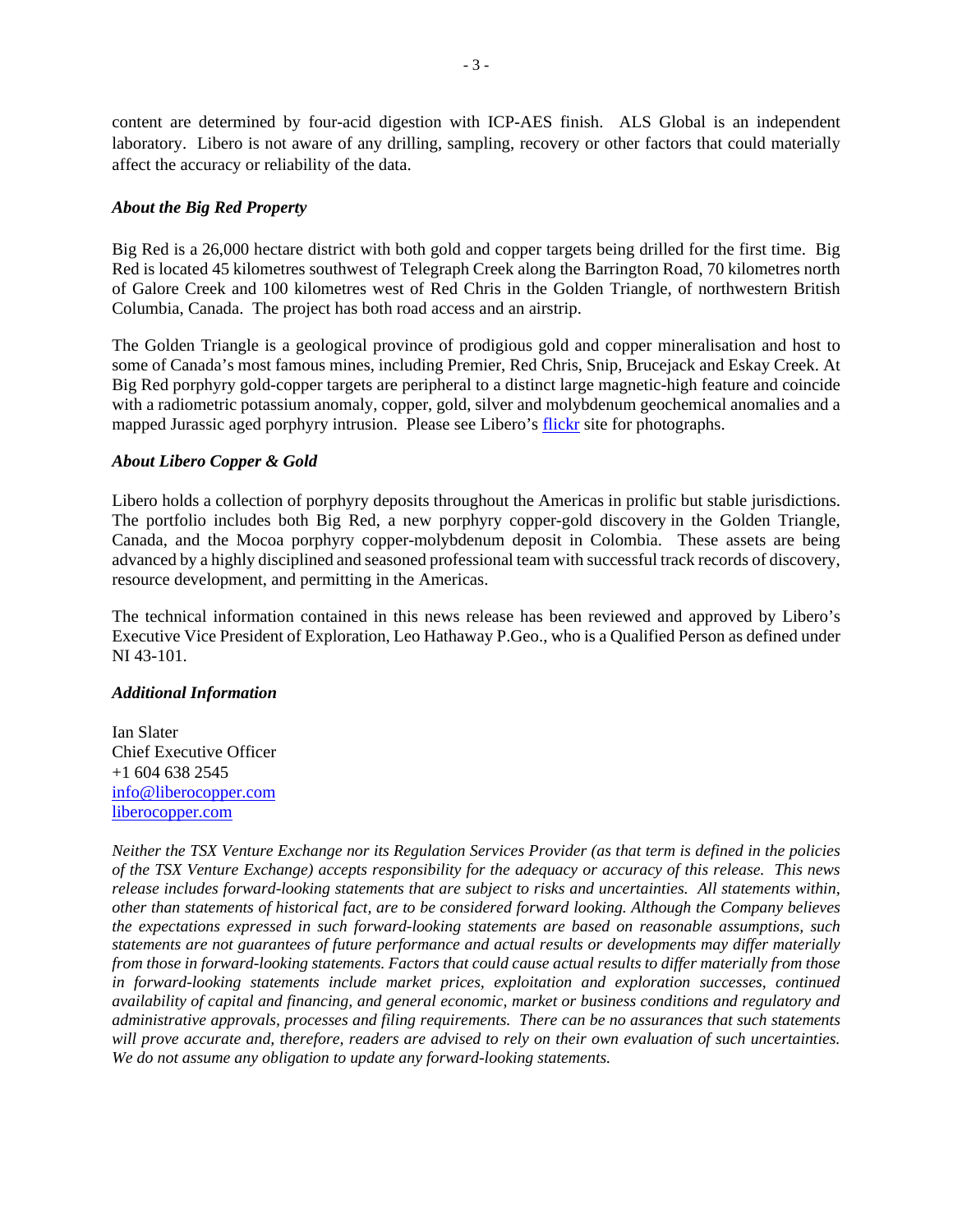content are determined by four-acid digestion with ICP-AES finish. ALS Global is an independent laboratory. Libero is not aware of any drilling, sampling, recovery or other factors that could materially affect the accuracy or reliability of the data.

### *About the Big Red Property*

Big Red is a 26,000 hectare district with both gold and copper targets being drilled for the first time. Big Red is located 45 kilometres southwest of Telegraph Creek along the Barrington Road, 70 kilometres north of Galore Creek and 100 kilometres west of Red Chris in the Golden Triangle, of northwestern British Columbia, Canada. The project has both road access and an airstrip.

The Golden Triangle is a geological province of prodigious gold and copper mineralisation and host to some of Canada's most famous mines, including Premier, Red Chris, Snip, Brucejack and Eskay Creek. At Big Red porphyry gold-copper targets are peripheral to a distinct large magnetic-high feature and coincide with a radiometric potassium anomaly, copper, gold, silver and molybdenum geochemical anomalies and a mapped Jurassic aged porphyry intrusion. Please see Libero's flickr site for photographs.

### *About Libero Copper & Gold*

Libero holds a collection of porphyry deposits throughout the Americas in prolific but stable jurisdictions. The portfolio includes both Big Red, a new porphyry copper-gold discovery in the Golden Triangle, Canada, and the Mocoa porphyry copper-molybdenum deposit in Colombia. These assets are being advanced by a highly disciplined and seasoned professional team with successful track records of discovery, resource development, and permitting in the Americas.

The technical information contained in this news release has been reviewed and approved by Libero's Executive Vice President of Exploration, Leo Hathaway P.Geo., who is a Qualified Person as defined under NI 43-101.

### *Additional Information*

Ian Slater
Chief Executive Officer
+1 604 638 2545
info@liberocopper.com
liberocopper.com

*Neither the TSX Venture Exchange nor its Regulation Services Provider (as that term is defined in the policies of the TSX Venture Exchange) accepts responsibility for the adequacy or accuracy of this release. This news release includes forward-looking statements that are subject to risks and uncertainties. All statements within, other than statements of historical fact, are to be considered forward looking. Although the Company believes the expectations expressed in such forward-looking statements are based on reasonable assumptions, such statements are not guarantees of future performance and actual results or developments may differ materially from those in forward-looking statements. Factors that could cause actual results to differ materially from those in forward-looking statements include market prices, exploitation and exploration successes, continued availability of capital and financing, and general economic, market or business conditions and regulatory and administrative approvals, processes and filing requirements. There can be no assurances that such statements will prove accurate and, therefore, readers are advised to rely on their own evaluation of such uncertainties. We do not assume any obligation to update any forward-looking statements.*